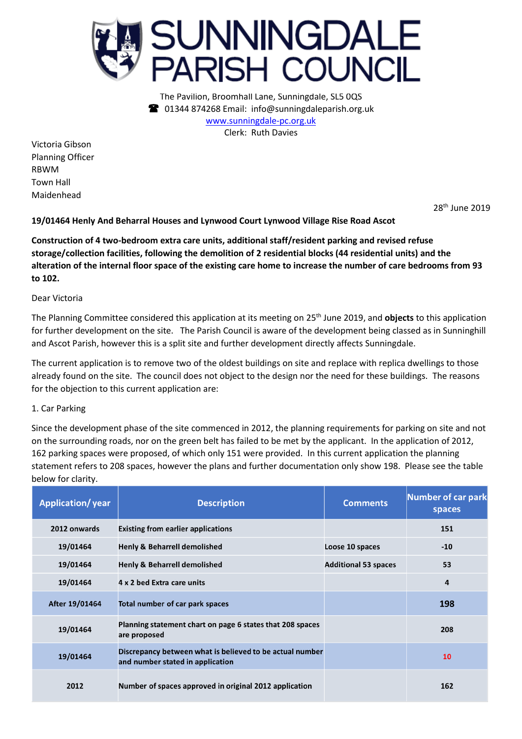# SUNNINGDALE PARISH COUNCIL

The Pavilion, Broomhall Lane, Sunningdale, SL5 0QS
☎ 01344 874268 Email: info@sunningdaleparish.org.uk
www.sunningdale-pc.org.uk
Clerk: Ruth Davies

Victoria Gibson
Planning Officer
RBWM
Town Hall
Maidenhead

28th June 2019

**19/01464 Henly And Beharral Houses and Lynwood Court Lynwood Village Rise Road Ascot**

**Construction of 4 two-bedroom extra care units, additional staff/resident parking and revised refuse storage/collection facilities, following the demolition of 2 residential blocks (44 residential units) and the alteration of the internal floor space of the existing care home to increase the number of care bedrooms from 93 to 102.**

Dear Victoria

The Planning Committee considered this application at its meeting on 25th June 2019, and **objects** to this application for further development on the site. The Parish Council is aware of the development being classed as in Sunninghill and Ascot Parish, however this is a split site and further development directly affects Sunningdale.

The current application is to remove two of the oldest buildings on site and replace with replica dwellings to those already found on the site. The council does not object to the design nor the need for these buildings. The reasons for the objection to this current application are:

1. Car Parking

Since the development phase of the site commenced in 2012, the planning requirements for parking on site and not on the surrounding roads, nor on the green belt has failed to be met by the applicant. In the application of 2012, 162 parking spaces were proposed, of which only 151 were provided. In this current application the planning statement refers to 208 spaces, however the plans and further documentation only show 198. Please see the table below for clarity.

| Application/ year | Description | Comments | Number of car park spaces |
|---|---|---|---|
| 2012 onwards | Existing from earlier applications | | 151 |
| 19/01464 | Henly & Beharrell demolished | Loose 10 spaces | -10 |
| 19/01464 | Henly & Beharrell demolished | Additional 53 spaces | 53 |
| 19/01464 | 4 x 2 bed Extra care units | | 4 |
| After 19/01464 | Total number of car park spaces | | 198 |
| 19/01464 | Planning statement chart on page 6 states that 208 spaces are proposed | | 208 |
| 19/01464 | Discrepancy between what is believed to be actual number and number stated in application | | 10 |
| 2012 | Number of spaces approved in original 2012 application | | 162 |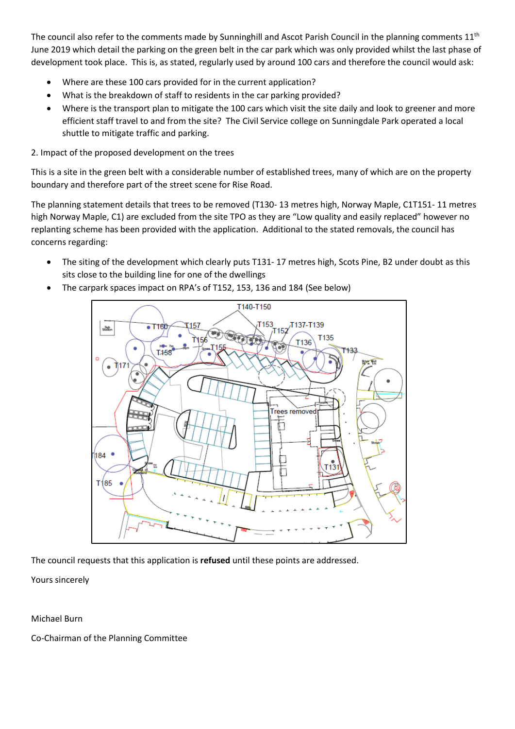The council also refer to the comments made by Sunninghill and Ascot Parish Council in the planning comments 11th June 2019 which detail the parking on the green belt in the car park which was only provided whilst the last phase of development took place. This is, as stated, regularly used by around 100 cars and therefore the council would ask:

- Where are these 100 cars provided for in the current application?
- What is the breakdown of staff to residents in the car parking provided?
- Where is the transport plan to mitigate the 100 cars which visit the site daily and look to greener and more efficient staff travel to and from the site? The Civil Service college on Sunningdale Park operated a local shuttle to mitigate traffic and parking.

2. Impact of the proposed development on the trees

This is a site in the green belt with a considerable number of established trees, many of which are on the property boundary and therefore part of the street scene for Rise Road.

The planning statement details that trees to be removed (T130- 13 metres high, Norway Maple, C1T151- 11 metres high Norway Maple, C1) are excluded from the site TPO as they are "Low quality and easily replaced" however no replanting scheme has been provided with the application. Additional to the stated removals, the council has concerns regarding:

- The siting of the development which clearly puts T131- 17 metres high, Scots Pine, B2 under doubt as this sits close to the building line for one of the dwellings
- The carpark spaces impact on RPA's of T152, 153, 136 and 184 (See below)

T140-T150
T160
T157
T153
T152
T137-T139
T135
T156
T136
T133
T155
T158
T171
Trees removed
184
T131
T185

The council requests that this application is **refused** until these points are addressed.

Yours sincerely

Michael Burn

Co-Chairman of the Planning Committee